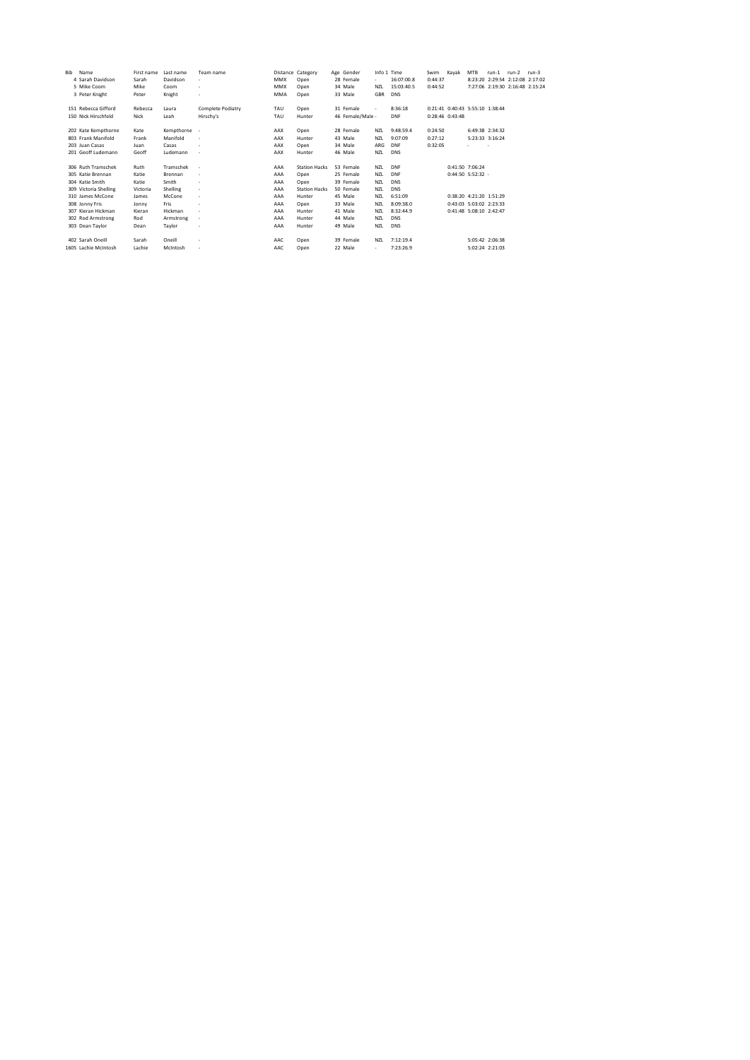| Bib | Name | First name | Last name | Team name | Distance | Category | Age | Gender | Info 1 | Time | Swim | Kayak | MTB | run-1 | run-2 | run-3 |
|---|---|---|---|---|---|---|---|---|---|---|---|---|---|---|---|---|
| 4 | Sarah Davidson | Sarah | Davidson | - | MMX | Open | 28 | Female | - | 16:07:00.8 | 0:44:37 | | 8:23:20 | 2:29:54 | 2:12:08 | 2:17:02 |
| 5 | Mike Coom | Mike | Coom | - | MMX | Open | 34 | Male | NZL | 15:03:40.5 | 0:44:52 | | 7:27:06 | 2:19:30 | 2:16:48 | 2:15:24 |
| 3 | Peter Knight | Peter | Knight | - | MMA | Open | 33 | Male | GBR | DNS | | | | | | |
| | | | | | | | | | | | | | | | | |
| 151 | Rebecca Gifford | Rebecca | Laura | Complete Podiatry | TAU | Open | 31 | Female | - | 8:36:18 | 0:21:41 | 0:40:43 | 5:55:10 | 1:38:44 | | |
| 150 | Nick Hirschfeld | Nick | Leah | Hirschy's | TAU | Hunter | 46 | Female/Male | - | DNF | 0:28:46 | 0:43:48 | | | | |
| | | | | | | | | | | | | | | | | |
| 202 | Kate Kempthorne | Kate | Kempthorne | - | AAX | Open | 28 | Female | NZL | 9:48:59.4 | 0:24:50 | | 6:49:38 | 2:34:32 | | |
| 803 | Frank Manifold | Frank | Manifold | - | AAX | Hunter | 43 | Male | NZL | 9:07:09 | 0:27:12 | | 5:23:33 | 3:16:24 | | |
| 203 | Juan Casas | Juan | Casas | - | AAX | Open | 34 | Male | ARG | DNF | 0:32:05 | | - | - | | |
| 201 | Geoff Ludemann | Geoff | Ludemann | - | AAX | Hunter | 46 | Male | NZL | DNS | | | | | | |
| | | | | | | | | | | | | | | | | |
| 306 | Ruth Tramschek | Ruth | Tramschek | - | AAA | Station Hacks | 53 | Female | NZL | DNF | | 0:41:50 | 7:06:24 | | | |
| 305 | Katie Brennan | Katie | Brennan | - | AAA | Open | 25 | Female | NZL | DNF | | 0:44:50 | 5:52:32 | - | | |
| 304 | Katie Smith | Katie | Smith | - | AAA | Open | 39 | Female | NZL | DNS | | | | | | |
| 309 | Victoria Shelling | Victoria | Shelling | - | AAA | Station Hacks | 50 | Female | NZL | DNS | | | | | | |
| 310 | James McCone | James | McCone | - | AAA | Hunter | 45 | Male | NZL | 6:51:09 | | 0:38:20 | 4:21:20 | 1:51:29 | | |
| 308 | Jonny Fris | Jonny | Fris | - | AAA | Open | 33 | Male | NZL | 8:09:38.0 | | 0:43:03 | 5:03:02 | 2:23:33 | | |
| 307 | Kieran Hickman | Kieran | Hickman | - | AAA | Hunter | 41 | Male | NZL | 8:32:44.9 | | 0:41:48 | 5:08:10 | 2:42:47 | | |
| 302 | Rod Armstrong | Rod | Armstrong | - | AAA | Hunter | 44 | Male | NZL | DNS | | | | | | |
| 303 | Dean Taylor | Dean | Taylor | - | AAA | Hunter | 49 | Male | NZL | DNS | | | | | | |
| | | | | | | | | | | | | | | | | |
| 402 | Sarah Oneill | Sarah | Oneill | - | AAC | Open | 39 | Female | NZL | 7:12:19.4 | | | 5:05:42 | 2:06:38 | | |
| 1605 | Lachie McIntosh | Lachie | McIntosh | - | AAC | Open | 22 | Male | - | 7:23:26.9 | | | 5:02:24 | 2:21:03 | | |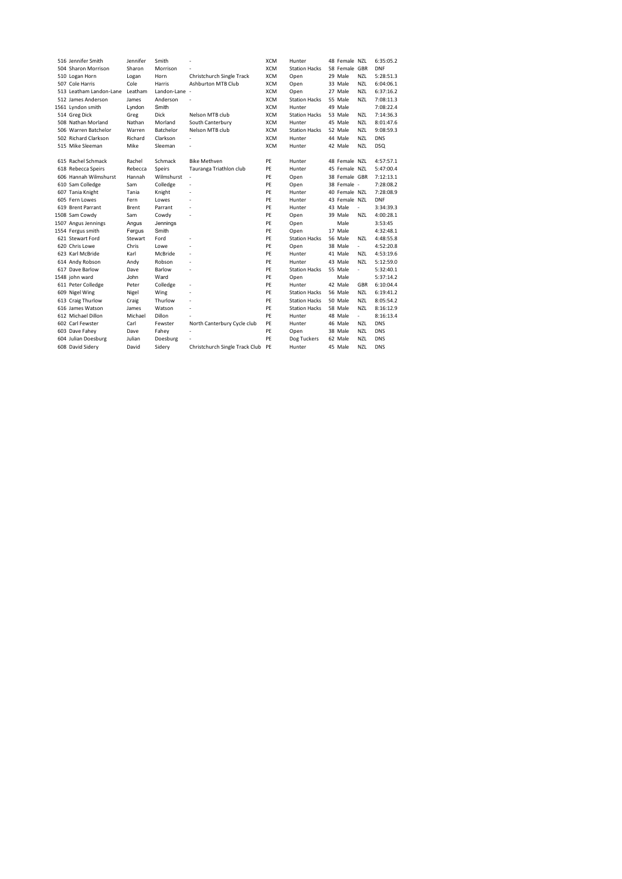| | | | | | | | | | | |
|---|---|---|---|---|---|---|---|---|---|---|
| 516 | Jennifer Smith | Jennifer | Smith | - | XCM | Hunter | 48 | Female | NZL | 6:35:05.2 |
| 504 | Sharon Morrison | Sharon | Morrison | - | XCM | Station Hacks | 58 | Female | GBR | DNF |
| 510 | Logan Horn | Logan | Horn | Christchurch Single Track | XCM | Open | 29 | Male | NZL | 5:28:51.3 |
| 507 | Cole Harris | Cole | Harris | Ashburton MTB Club | XCM | Open | 33 | Male | NZL | 6:04:06.1 |
| 513 | Leatham Landon-Lane | Leatham | Landon-Lane | - | XCM | Open | 27 | Male | NZL | 6:37:16.2 |
| 512 | James Anderson | James | Anderson | - | XCM | Station Hacks | 55 | Male | NZL | 7:08:11.3 |
| 1561 | Lyndon smith | Lyndon | Smith | | XCM | Hunter | 49 | Male | | 7:08:22.4 |
| 514 | Greg Dick | Greg | Dick | Nelson MTB club | XCM | Station Hacks | 53 | Male | NZL | 7:14:36.3 |
| 508 | Nathan Morland | Nathan | Morland | South Canterbury | XCM | Hunter | 45 | Male | NZL | 8:01:47.6 |
| 506 | Warren Batchelor | Warren | Batchelor | Nelson MTB club | XCM | Station Hacks | 52 | Male | NZL | 9:08:59.3 |
| 502 | Richard Clarkson | Richard | Clarkson | - | XCM | Hunter | 44 | Male | NZL | DNS |
| 515 | Mike Sleeman | Mike | Sleeman | - | XCM | Hunter | 42 | Male | NZL | DSQ |
| | | | | | | | | | | |
| 615 | Rachel Schmack | Rachel | Schmack | Bike Methven | PE | Hunter | 48 | Female | NZL | 4:57:57.1 |
| 618 | Rebecca Speirs | Rebecca | Speirs | Tauranga Triathlon club | PE | Hunter | 45 | Female | NZL | 5:47:00.4 |
| 606 | Hannah Wilmshurst | Hannah | Wilmshurst | - | PE | Open | 38 | Female | GBR | 7:12:13.1 |
| 610 | Sam Colledge | Sam | Colledge | - | PE | Open | 38 | Female | - | 7:28:08.2 |
| 607 | Tania Knight | Tania | Knight | - | PE | Hunter | 40 | Female | NZL | 7:28:08.9 |
| 605 | Fern Lowes | Fern | Lowes | - | PE | Hunter | 43 | Female | NZL | DNF |
| 619 | Brent Parrant | Brent | Parrant | - | PE | Hunter | 43 | Male | - | 3:34:39.3 |
| 1508 | Sam Cowdy | Sam | Cowdy | - | PE | Open | 39 | Male | NZL | 4:00:28.1 |
| 1507 | Angus Jennings | Angus | Jennings | | PE | Open | | Male | | 3:53:45 |
| 1554 | Fergus smith | Fergus | Smith | | PE | Open | 17 | Male | | 4:32:48.1 |
| 621 | Stewart Ford | Stewart | Ford | - | PE | Station Hacks | 56 | Male | NZL | 4:48:55.8 |
| 620 | Chris Lowe | Chris | Lowe | - | PE | Open | 38 | Male | - | 4:52:20.8 |
| 623 | Karl McBride | Karl | McBride | - | PE | Hunter | 41 | Male | NZL | 4:53:19.6 |
| 614 | Andy Robson | Andy | Robson | - | PE | Hunter | 43 | Male | NZL | 5:12:59.0 |
| 617 | Dave Barlow | Dave | Barlow | - | PE | Station Hacks | 55 | Male | - | 5:32:40.1 |
| 1548 | john ward | John | Ward | | PE | Open | | Male | | 5:37:14.2 |
| 611 | Peter Colledge | Peter | Colledge | - | PE | Hunter | 42 | Male | GBR | 6:10:04.4 |
| 609 | Nigel Wing | Nigel | Wing | - | PE | Station Hacks | 56 | Male | NZL | 6:19:41.2 |
| 613 | Craig Thurlow | Craig | Thurlow | - | PE | Station Hacks | 50 | Male | NZL | 8:05:54.2 |
| 616 | James Watson | James | Watson | - | PE | Station Hacks | 58 | Male | NZL | 8:16:12.9 |
| 612 | Michael Dillon | Michael | Dillon | - | PE | Hunter | 48 | Male | - | 8:16:13.4 |
| 602 | Carl Fewster | Carl | Fewster | North Canterbury Cycle club | PE | Hunter | 46 | Male | NZL | DNS |
| 603 | Dave Fahey | Dave | Fahey | - | PE | Open | 38 | Male | NZL | DNS |
| 604 | Julian Doesburg | Julian | Doesburg | - | PE | Dog Tuckers | 62 | Male | NZL | DNS |
| 608 | David Sidery | David | Sidery | Christchurch Single Track Club | PE | Hunter | 45 | Male | NZL | DNS |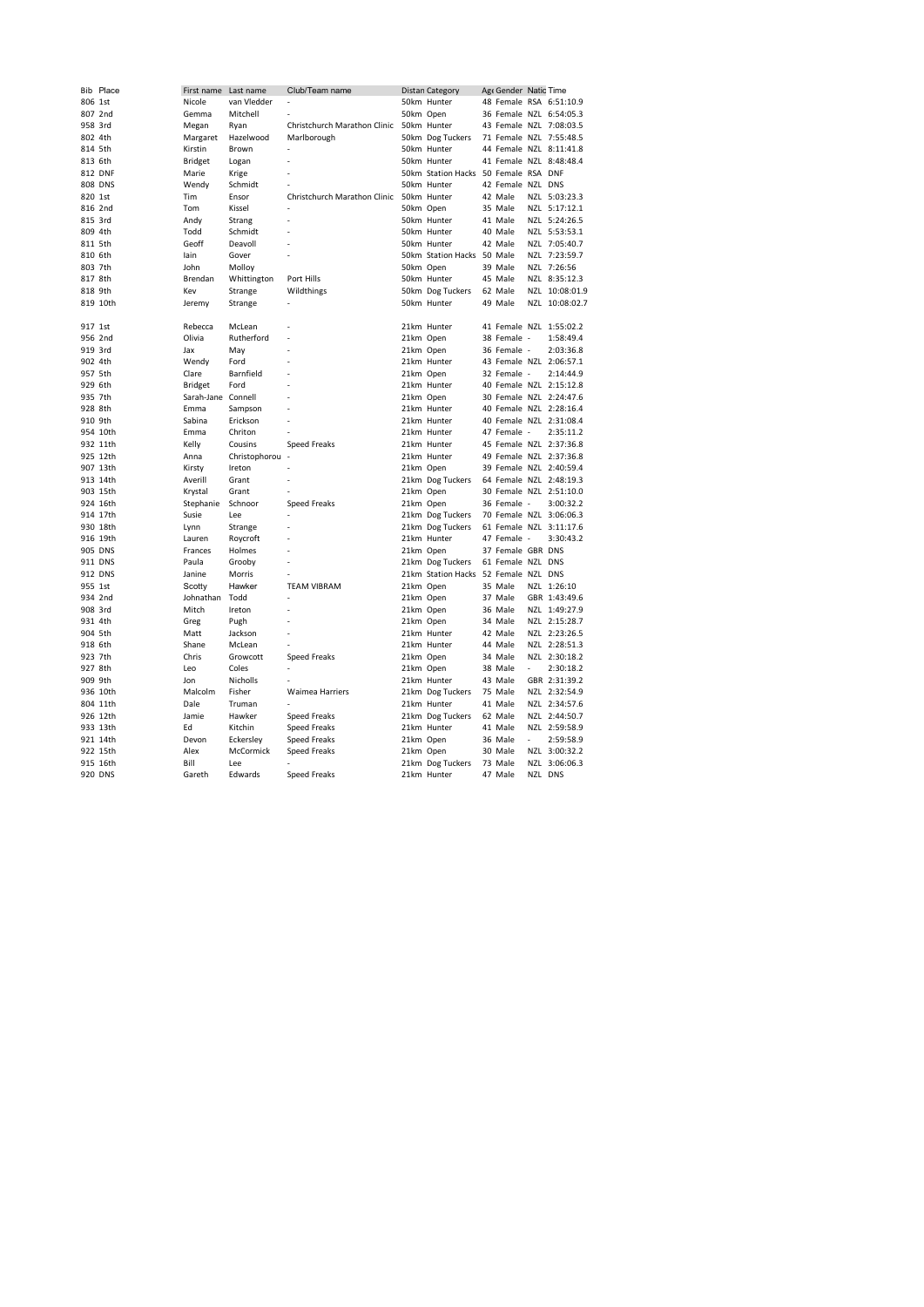| Bib | Place | First name | Last name | Club/Team name | Distan | Category | Age | Gender | Natio | Time |
|---|---|---|---|---|---|---|---|---|---|---|
| 806 | 1st | Nicole | van Vledder | - | 50km | Hunter | 48 | Female | RSA | 6:51:10.9 |
| 807 | 2nd | Gemma | Mitchell | - | 50km | Open | 36 | Female | NZL | 6:54:05.3 |
| 958 | 3rd | Megan | Ryan | Christchurch Marathon Clinic | 50km | Hunter | 43 | Female | NZL | 7:08:03.5 |
| 802 | 4th | Margaret | Hazelwood | Marlborough | 50km | Dog Tuckers | 71 | Female | NZL | 7:55:48.5 |
| 814 | 5th | Kirstin | Brown | - | 50km | Hunter | 44 | Female | NZL | 8:11:41.8 |
| 813 | 6th | Bridget | Logan | - | 50km | Hunter | 41 | Female | NZL | 8:48:48.4 |
| 812 | DNF | Marie | Krige | - | 50km | Station Hacks | 50 | Female | RSA | DNF |
| 808 | DNS | Wendy | Schmidt | - | 50km | Hunter | 42 | Female | NZL | DNS |
| 820 | 1st | Tim | Ensor | Christchurch Marathon Clinic | 50km | Hunter | 42 | Male | NZL | 5:03:23.3 |
| 816 | 2nd | Tom | Kissel | - | 50km | Open | 35 | Male | NZL | 5:17:12.1 |
| 815 | 3rd | Andy | Strang | - | 50km | Hunter | 41 | Male | NZL | 5:24:26.5 |
| 809 | 4th | Todd | Schmidt | - | 50km | Hunter | 40 | Male | NZL | 5:53:53.1 |
| 811 | 5th | Geoff | Deavoll | - | 50km | Hunter | 42 | Male | NZL | 7:05:40.7 |
| 810 | 6th | Iain | Gover | - | 50km | Station Hacks | 50 | Male | NZL | 7:23:59.7 |
| 803 | 7th | John | Molloy | | 50km | Open | 39 | Male | NZL | 7:26:56 |
| 817 | 8th | Brendan | Whittington | Port Hills | 50km | Hunter | 45 | Male | NZL | 8:35:12.3 |
| 818 | 9th | Kev | Strange | Wildthings | 50km | Dog Tuckers | 62 | Male | NZL | 10:08:01.9 |
| 819 | 10th | Jeremy | Strange | - | 50km | Hunter | 49 | Male | NZL | 10:08:02.7 |
| | | | | | | | | | | |
| 917 | 1st | Rebecca | McLean | - | 21km | Hunter | 41 | Female | NZL | 1:55:02.2 |
| 956 | 2nd | Olivia | Rutherford | - | 21km | Open | 38 | Female | - | 1:58:49.4 |
| 919 | 3rd | Jax | May | - | 21km | Open | 36 | Female | - | 2:03:36.8 |
| 902 | 4th | Wendy | Ford | - | 21km | Hunter | 43 | Female | NZL | 2:06:57.1 |
| 957 | 5th | Clare | Barnfield | - | 21km | Open | 32 | Female | - | 2:14:44.9 |
| 929 | 6th | Bridget | Ford | - | 21km | Hunter | 40 | Female | NZL | 2:15:12.8 |
| 935 | 7th | Sarah-Jane | Connell | - | 21km | Open | 30 | Female | NZL | 2:24:47.6 |
| 928 | 8th | Emma | Sampson | - | 21km | Hunter | 40 | Female | NZL | 2:28:16.4 |
| 910 | 9th | Sabina | Erickson | - | 21km | Hunter | 40 | Female | NZL | 2:31:08.4 |
| 954 | 10th | Emma | Chriton | - | 21km | Hunter | 47 | Female | - | 2:35:11.2 |
| 932 | 11th | Kelly | Cousins | Speed Freaks | 21km | Hunter | 45 | Female | NZL | 2:37:36.8 |
| 925 | 12th | Anna | Christophorou | - | 21km | Hunter | 49 | Female | NZL | 2:37:36.8 |
| 907 | 13th | Kirsty | Ireton | - | 21km | Open | 39 | Female | NZL | 2:40:59.4 |
| 913 | 14th | Averill | Grant | - | 21km | Dog Tuckers | 64 | Female | NZL | 2:48:19.3 |
| 903 | 15th | Krystal | Grant | - | 21km | Open | 30 | Female | NZL | 2:51:10.0 |
| 924 | 16th | Stephanie | Schnoor | Speed Freaks | 21km | Open | 36 | Female | - | 3:00:32.2 |
| 914 | 17th | Susie | Lee | - | 21km | Dog Tuckers | 70 | Female | NZL | 3:06:06.3 |
| 930 | 18th | Lynn | Strange | - | 21km | Dog Tuckers | 61 | Female | NZL | 3:11:17.6 |
| 916 | 19th | Lauren | Roycroft | - | 21km | Hunter | 47 | Female | - | 3:30:43.2 |
| 905 | DNS | Frances | Holmes | - | 21km | Open | 37 | Female | GBR | DNS |
| 911 | DNS | Paula | Grooby | - | 21km | Dog Tuckers | 61 | Female | NZL | DNS |
| 912 | DNS | Janine | Morris | - | 21km | Station Hacks | 52 | Female | NZL | DNS |
| 955 | 1st | Scotty | Hawker | TEAM VIBRAM | 21km | Open | 35 | Male | NZL | 1:26:10 |
| 934 | 2nd | Johnathan | Todd | - | 21km | Open | 37 | Male | GBR | 1:43:49.6 |
| 908 | 3rd | Mitch | Ireton | - | 21km | Open | 36 | Male | NZL | 1:49:27.9 |
| 931 | 4th | Greg | Pugh | - | 21km | Open | 34 | Male | NZL | 2:15:28.7 |
| 904 | 5th | Matt | Jackson | - | 21km | Hunter | 42 | Male | NZL | 2:23:26.5 |
| 918 | 6th | Shane | McLean | - | 21km | Hunter | 44 | Male | NZL | 2:28:51.3 |
| 923 | 7th | Chris | Growcott | Speed Freaks | 21km | Open | 34 | Male | NZL | 2:30:18.2 |
| 927 | 8th | Leo | Coles | - | 21km | Open | 38 | Male | - | 2:30:18.2 |
| 909 | 9th | Jon | Nicholls | - | 21km | Hunter | 43 | Male | GBR | 2:31:39.2 |
| 936 | 10th | Malcolm | Fisher | Waimea Harriers | 21km | Dog Tuckers | 75 | Male | NZL | 2:32:54.9 |
| 804 | 11th | Dale | Truman | - | 21km | Hunter | 41 | Male | NZL | 2:34:57.6 |
| 926 | 12th | Jamie | Hawker | Speed Freaks | 21km | Dog Tuckers | 62 | Male | NZL | 2:44:50.7 |
| 933 | 13th | Ed | Kitchin | Speed Freaks | 21km | Hunter | 41 | Male | NZL | 2:59:58.9 |
| 921 | 14th | Devon | Eckersley | Speed Freaks | 21km | Open | 36 | Male | - | 2:59:58.9 |
| 922 | 15th | Alex | McCormick | Speed Freaks | 21km | Open | 30 | Male | NZL | 3:00:32.2 |
| 915 | 16th | Bill | Lee | - | 21km | Dog Tuckers | 73 | Male | NZL | 3:06:06.3 |
| 920 | DNS | Gareth | Edwards | Speed Freaks | 21km | Hunter | 47 | Male | NZL | DNS |